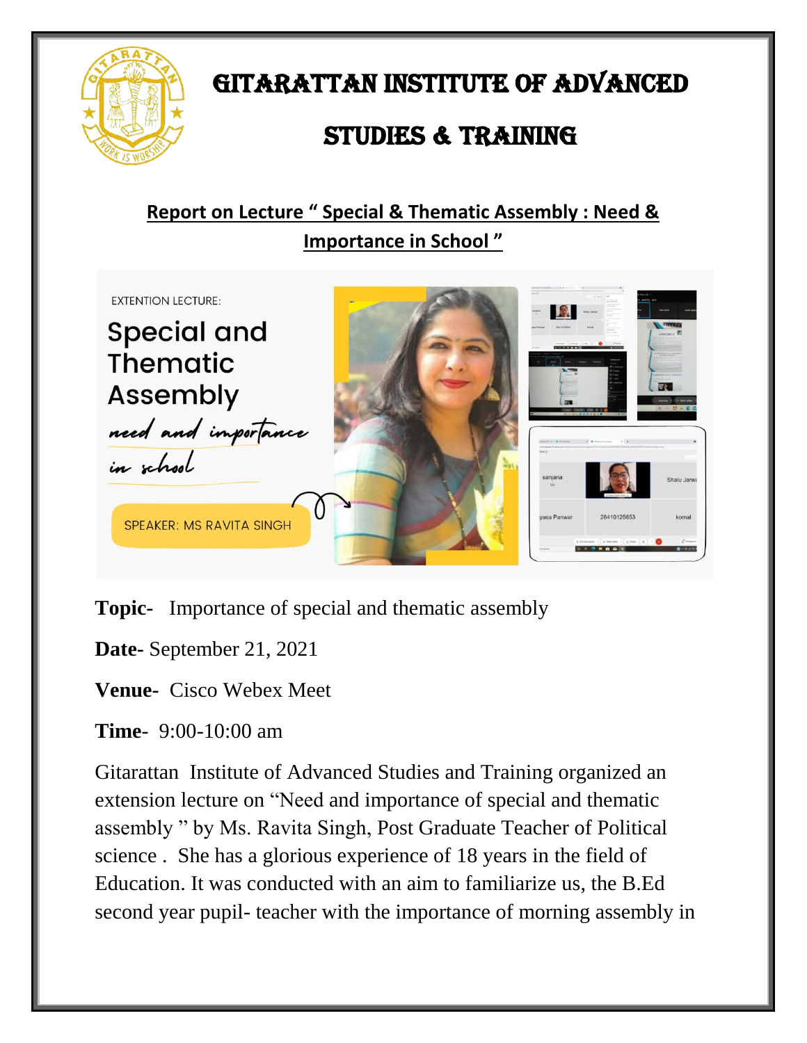# GITARATTAN INSTITUTE OF ADVANCED STUDIES & TRAINING

## Report on Lecture " Special & Thematic Assembly : Need & Importance in School "

**Topic**- Importance of special and thematic assembly

**Date**- September 21, 2021

**Venue**- Cisco Webex Meet

**Time**- 9:00-10:00 am

Gitarattan Institute of Advanced Studies and Training organized an extension lecture on "Need and importance of special and thematic assembly " by Ms. Ravita Singh, Post Graduate Teacher of Political science . She has a glorious experience of 18 years in the field of Education. It was conducted with an aim to familiarize us, the B.Ed second year pupil- teacher with the importance of morning assembly in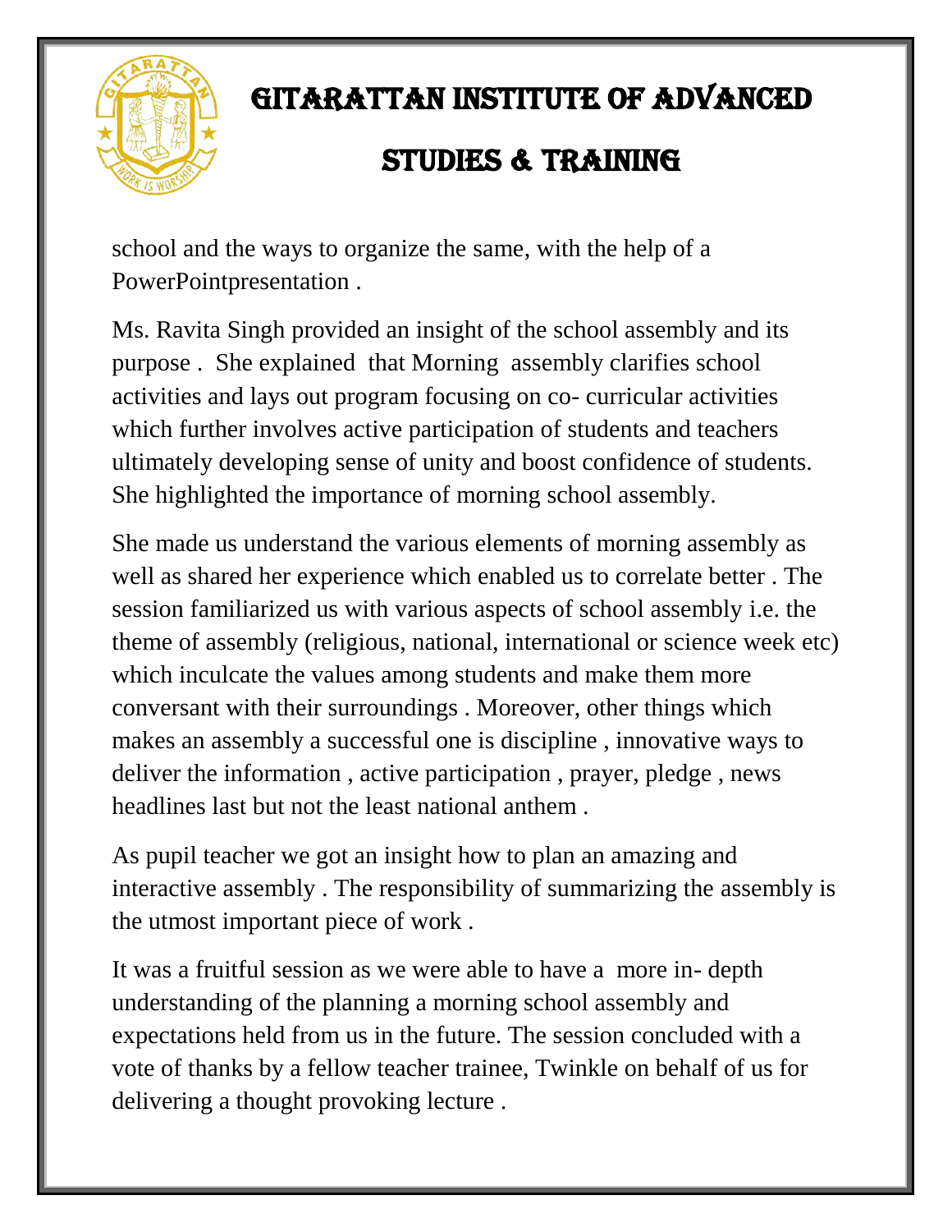school and the ways to organize the same, with the help of a PowerPointpresentation .

Ms. Ravita Singh provided an insight of the school assembly and its purpose . She explained that Morning assembly clarifies school activities and lays out program focusing on co- curricular activities which further involves active participation of students and teachers ultimately developing sense of unity and boost confidence of students. She highlighted the importance of morning school assembly.

She made us understand the various elements of morning assembly as well as shared her experience which enabled us to correlate better . The session familiarized us with various aspects of school assembly i.e. the theme of assembly (religious, national, international or science week etc) which inculcate the values among students and make them more conversant with their surroundings . Moreover, other things which makes an assembly a successful one is discipline , innovative ways to deliver the information , active participation , prayer, pledge , news headlines last but not the least national anthem .

As pupil teacher we got an insight how to plan an amazing and interactive assembly . The responsibility of summarizing the assembly is the utmost important piece of work .

It was a fruitful session as we were able to have a more in- depth understanding of the planning a morning school assembly and expectations held from us in the future. The session concluded with a vote of thanks by a fellow teacher trainee, Twinkle on behalf of us for delivering a thought provoking lecture .